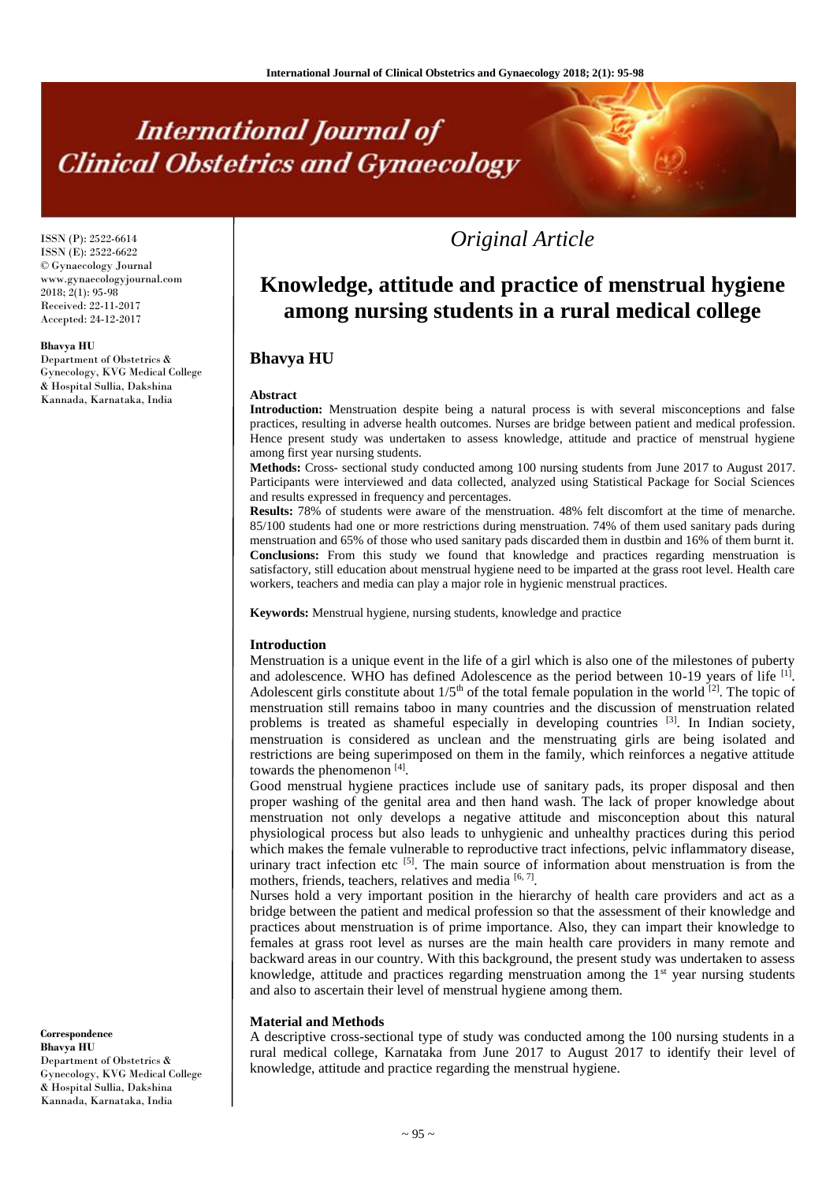*Original Article*

# Knowledge, attitude and practice of menstrual hygiene among nursing students in a rural medical college

## Bhavya HU

ISSN (P): 2522-6614
ISSN (E): 2522-6622
© Gynaecology Journal
www.gynaecologyjournal.com
2018; 2(1): 95-98
Received: 22-11-2017
Accepted: 24-12-2017

**Bhavya HU**
Department of Obstetrics & Gynecology, KVG Medical College & Hospital Sullia, Dakshina Kannada, Karnataka, India

**Correspondence**
**Bhavya HU**
Department of Obstetrics & Gynecology, KVG Medical College & Hospital Sullia, Dakshina Kannada, Karnataka, India

### Abstract

**Introduction:** Menstruation despite being a natural process is with several misconceptions and false practices, resulting in adverse health outcomes. Nurses are bridge between patient and medical profession. Hence present study was undertaken to assess knowledge, attitude and practice of menstrual hygiene among first year nursing students.

**Methods:** Cross- sectional study conducted among 100 nursing students from June 2017 to August 2017. Participants were interviewed and data collected, analyzed using Statistical Package for Social Sciences and results expressed in frequency and percentages.

**Results:** 78% of students were aware of the menstruation. 48% felt discomfort at the time of menarche. 85/100 students had one or more restrictions during menstruation. 74% of them used sanitary pads during menstruation and 65% of those who used sanitary pads discarded them in dustbin and 16% of them burnt it.

**Conclusions:** From this study we found that knowledge and practices regarding menstruation is satisfactory, still education about menstrual hygiene need to be imparted at the grass root level. Health care workers, teachers and media can play a major role in hygienic menstrual practices.

**Keywords:** Menstrual hygiene, nursing students, knowledge and practice

### Introduction

Menstruation is a unique event in the life of a girl which is also one of the milestones of puberty and adolescence. WHO has defined Adolescence as the period between 10-19 years of life [1]. Adolescent girls constitute about 1/5th of the total female population in the world [2]. The topic of menstruation still remains taboo in many countries and the discussion of menstruation related problems is treated as shameful especially in developing countries [3]. In Indian society, menstruation is considered as unclean and the menstruating girls are being isolated and restrictions are being superimposed on them in the family, which reinforces a negative attitude towards the phenomenon [4].

Good menstrual hygiene practices include use of sanitary pads, its proper disposal and then proper washing of the genital area and then hand wash. The lack of proper knowledge about menstruation not only develops a negative attitude and misconception about this natural physiological process but also leads to unhygienic and unhealthy practices during this period which makes the female vulnerable to reproductive tract infections, pelvic inflammatory disease, urinary tract infection etc [5]. The main source of information about menstruation is from the mothers, friends, teachers, relatives and media [6, 7].

Nurses hold a very important position in the hierarchy of health care providers and act as a bridge between the patient and medical profession so that the assessment of their knowledge and practices about menstruation is of prime importance. Also, they can impart their knowledge to females at grass root level as nurses are the main health care providers in many remote and backward areas in our country. With this background, the present study was undertaken to assess knowledge, attitude and practices regarding menstruation among the 1st year nursing students and also to ascertain their level of menstrual hygiene among them.

### Material and Methods

A descriptive cross-sectional type of study was conducted among the 100 nursing students in a rural medical college, Karnataka from June 2017 to August 2017 to identify their level of knowledge, attitude and practice regarding the menstrual hygiene.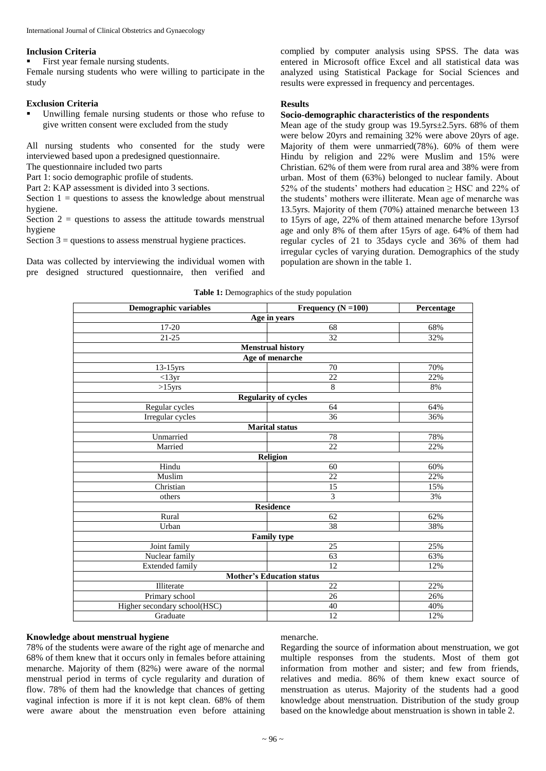### Inclusion Criteria

- First year female nursing students.

Female nursing students who were willing to participate in the study

### Exclusion Criteria

- Unwilling female nursing students or those who refuse to give written consent were excluded from the study

All nursing students who consented for the study were interviewed based upon a predesigned questionnaire.
The questionnaire included two parts
Part 1: socio demographic profile of students.
Part 2: KAP assessment is divided into 3 sections.
Section 1 = questions to assess the knowledge about menstrual hygiene.
Section 2 = questions to assess the attitude towards menstrual hygiene
Section 3 = questions to assess menstrual hygiene practices.

Data was collected by interviewing the individual women with pre designed structured questionnaire, then verified and complied by computer analysis using SPSS. The data was entered in Microsoft office Excel and all statistical data was analyzed using Statistical Package for Social Sciences and results were expressed in frequency and percentages.

## Results

### Socio-demographic characteristics of the respondents

Mean age of the study group was 19.5yrs±2.5yrs. 68% of them were below 20yrs and remaining 32% were above 20yrs of age. Majority of them were unmarried(78%). 60% of them were Hindu by religion and 22% were Muslim and 15% were Christian. 62% of them were from rural area and 38% were from urban. Most of them (63%) belonged to nuclear family. About 52% of the students' mothers had education ≥ HSC and 22% of the students' mothers were illiterate. Mean age of menarche was 13.5yrs. Majority of them (70%) attained menarche between 13 to 15yrs of age, 22% of them attained menarche before 13yrsof age and only 8% of them after 15yrs of age. 64% of them had regular cycles of 21 to 35days cycle and 36% of them had irregular cycles of varying duration. Demographics of the study population are shown in the table 1.

**Table 1:** Demographics of the study population

| Demographic variables | Frequency (N =100) | Percentage |
|---|---|---|
| **Age in years** | | |
| 17-20 | 68 | 68% |
| 21-25 | 32 | 32% |
| **Menstrual history** | | |
| **Age of menarche** | | |
| 13-15yrs | 70 | 70% |
| <13yr | 22 | 22% |
| >15yrs | 8 | 8% |
| **Regularity of cycles** | | |
| Regular cycles | 64 | 64% |
| Irregular cycles | 36 | 36% |
| **Marital status** | | |
| Unmarried | 78 | 78% |
| Married | 22 | 22% |
| **Religion** | | |
| Hindu | 60 | 60% |
| Muslim | 22 | 22% |
| Christian | 15 | 15% |
| others | 3 | 3% |
| **Residence** | | |
| Rural | 62 | 62% |
| Urban | 38 | 38% |
| **Family type** | | |
| Joint family | 25 | 25% |
| Nuclear family | 63 | 63% |
| Extended family | 12 | 12% |
| **Mother's Education status** | | |
| Illiterate | 22 | 22% |
| Primary school | 26 | 26% |
| Higher secondary school(HSC) | 40 | 40% |
| Graduate | 12 | 12% |

### Knowledge about menstrual hygiene

78% of the students were aware of the right age of menarche and 68% of them knew that it occurs only in females before attaining menarche. Majority of them (82%) were aware of the normal menstrual period in terms of cycle regularity and duration of flow. 78% of them had the knowledge that chances of getting vaginal infection is more if it is not kept clean. 68% of them were aware about the menstruation even before attaining menarche.

Regarding the source of information about menstruation, we got multiple responses from the students. Most of them got information from mother and sister; and few from friends, relatives and media. 86% of them knew exact source of menstruation as uterus. Majority of the students had a good knowledge about menstruation. Distribution of the study group based on the knowledge about menstruation is shown in table 2.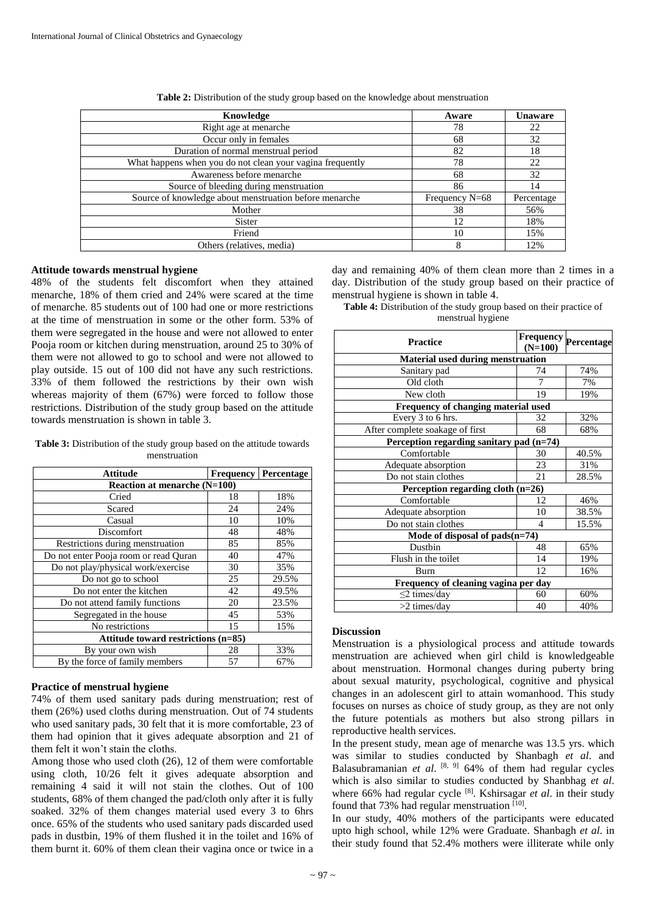**Table 2:** Distribution of the study group based on the knowledge about menstruation

| Knowledge | Aware | Unaware |
|---|---|---|
| Right age at menarche | 78 | 22 |
| Occur only in females | 68 | 32 |
| Duration of normal menstrual period | 82 | 18 |
| What happens when you do not clean your vagina frequently | 78 | 22 |
| Awareness before menarche | 68 | 32 |
| Source of bleeding during menstruation | 86 | 14 |
| Source of knowledge about menstruation before menarche | Frequency N=68 | Percentage |
| Mother | 38 | 56% |
| Sister | 12 | 18% |
| Friend | 10 | 15% |
| Others (relatives, media) | 8 | 12% |

### Attitude towards menstrual hygiene

48% of the students felt discomfort when they attained menarche, 18% of them cried and 24% were scared at the time of menarche. 85 students out of 100 had one or more restrictions at the time of menstruation in some or the other form. 53% of them were segregated in the house and were not allowed to enter Pooja room or kitchen during menstruation, around 25 to 30% of them were not allowed to go to school and were not allowed to play outside. 15 out of 100 did not have any such restrictions. 33% of them followed the restrictions by their own wish whereas majority of them (67%) were forced to follow those restrictions. Distribution of the study group based on the attitude towards menstruation is shown in table 3.

**Table 3:** Distribution of the study group based on the attitude towards menstruation

| Attitude | Frequency | Percentage |
|---|---|---|
| **Reaction at menarche (N=100)** | | |
| Cried | 18 | 18% |
| Scared | 24 | 24% |
| Casual | 10 | 10% |
| Discomfort | 48 | 48% |
| Restrictions during menstruation | 85 | 85% |
| Do not enter Pooja room or read Quran | 40 | 47% |
| Do not play/physical work/exercise | 30 | 35% |
| Do not go to school | 25 | 29.5% |
| Do not enter the kitchen | 42 | 49.5% |
| Do not attend family functions | 20 | 23.5% |
| Segregated in the house | 45 | 53% |
| No restrictions | 15 | 15% |
| **Attitude toward restrictions (n=85)** | | |
| By your own wish | 28 | 33% |
| By the force of family members | 57 | 67% |

### Practice of menstrual hygiene

74% of them used sanitary pads during menstruation; rest of them (26%) used cloths during menstruation. Out of 74 students who used sanitary pads, 30 felt that it is more comfortable, 23 of them had opinion that it gives adequate absorption and 21 of them felt it won't stain the cloths.

Among those who used cloth (26), 12 of them were comfortable using cloth, 10/26 felt it gives adequate absorption and remaining 4 said it will not stain the clothes. Out of 100 students, 68% of them changed the pad/cloth only after it is fully soaked. 32% of them changes material used every 3 to 6hrs once. 65% of the students who used sanitary pads discarded used pads in dustbin, 19% of them flushed it in the toilet and 16% of them burnt it. 60% of them clean their vagina once or twice in a day and remaining 40% of them clean more than 2 times in a day. Distribution of the study group based on their practice of menstrual hygiene is shown in table 4.

**Table 4:** Distribution of the study group based on their practice of menstrual hygiene

| Practice | Frequency (N=100) | Percentage |
|---|---|---|
| **Material used during menstruation** | | |
| Sanitary pad | 74 | 74% |
| Old cloth | 7 | 7% |
| New cloth | 19 | 19% |
| **Frequency of changing material used** | | |
| Every 3 to 6 hrs. | 32 | 32% |
| After complete soakage of first | 68 | 68% |
| **Perception regarding sanitary pad (n=74)** | | |
| Comfortable | 30 | 40.5% |
| Adequate absorption | 23 | 31% |
| Do not stain clothes | 21 | 28.5% |
| **Perception regarding cloth (n=26)** | | |
| Comfortable | 12 | 46% |
| Adequate absorption | 10 | 38.5% |
| Do not stain clothes | 4 | 15.5% |
| **Mode of disposal of pads(n=74)** | | |
| Dustbin | 48 | 65% |
| Flush in the toilet | 14 | 19% |
| Burn | 12 | 16% |
| **Frequency of cleaning vagina per day** | | |
| ≤2 times/day | 60 | 60% |
| >2 times/day | 40 | 40% |

### Discussion

Menstruation is a physiological process and attitude towards menstruation are achieved when girl child is knowledgeable about menstruation. Hormonal changes during puberty bring about sexual maturity, psychological, cognitive and physical changes in an adolescent girl to attain womanhood. This study focuses on nurses as choice of study group, as they are not only the future potentials as mothers but also strong pillars in reproductive health services.

In the present study, mean age of menarche was 13.5 yrs. which was similar to studies conducted by Shanbagh *et al*. and Balasubramanian *et al*. [8, 9] 64% of them had regular cycles which is also similar to studies conducted by Shanbhag *et al*. where 66% had regular cycle [8]. Kshirsagar *et al*. in their study found that 73% had regular menstruation [10].

In our study, 40% mothers of the participants were educated upto high school, while 12% were Graduate. Shanbagh *et al*. in their study found that 52.4% mothers were illiterate while only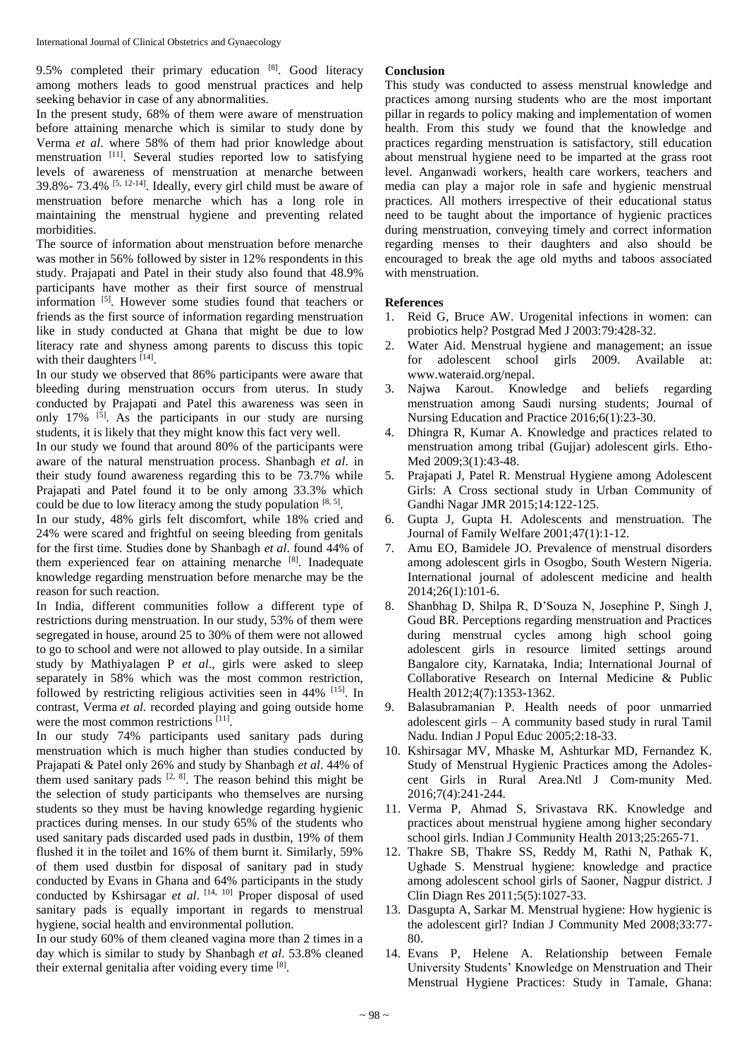9.5% completed their primary education [8]. Good literacy among mothers leads to good menstrual practices and help seeking behavior in case of any abnormalities.

In the present study, 68% of them were aware of menstruation before attaining menarche which is similar to study done by Verma *et al*. where 58% of them had prior knowledge about menstruation [11]. Several studies reported low to satisfying levels of awareness of menstruation at menarche between 39.8%- 73.4% [5, 12-14]. Ideally, every girl child must be aware of menstruation before menarche which has a long role in maintaining the menstrual hygiene and preventing related morbidities.

The source of information about menstruation before menarche was mother in 56% followed by sister in 12% respondents in this study. Prajapati and Patel in their study also found that 48.9% participants have mother as their first source of menstrual information [5]. However some studies found that teachers or friends as the first source of information regarding menstruation like in study conducted at Ghana that might be due to low literacy rate and shyness among parents to discuss this topic with their daughters [14].

In our study we observed that 86% participants were aware that bleeding during menstruation occurs from uterus. In study conducted by Prajapati and Patel this awareness was seen in only 17% [5]. As the participants in our study are nursing students, it is likely that they might know this fact very well.

In our study we found that around 80% of the participants were aware of the natural menstruation process. Shanbagh *et al*. in their study found awareness regarding this to be 73.7% while Prajapati and Patel found it to be only among 33.3% which could be due to low literacy among the study population [8, 5].

In our study, 48% girls felt discomfort, while 18% cried and 24% were scared and frightful on seeing bleeding from genitals for the first time. Studies done by Shanbagh *et al*. found 44% of them experienced fear on attaining menarche [8]. Inadequate knowledge regarding menstruation before menarche may be the reason for such reaction.

In India, different communities follow a different type of restrictions during menstruation. In our study, 53% of them were segregated in house, around 25 to 30% of them were not allowed to go to school and were not allowed to play outside. In a similar study by Mathiyalagen P *et al*., girls were asked to sleep separately in 58% which was the most common restriction, followed by restricting religious activities seen in 44% [15]. In contrast, Verma *et al.* recorded playing and going outside home were the most common restrictions [11].

In our study 74% participants used sanitary pads during menstruation which is much higher than studies conducted by Prajapati & Patel only 26% and study by Shanbagh *et al*. 44% of them used sanitary pads [2, 8]. The reason behind this might be the selection of study participants who themselves are nursing students so they must be having knowledge regarding hygienic practices during menses. In our study 65% of the students who used sanitary pads discarded used pads in dustbin, 19% of them flushed it in the toilet and 16% of them burnt it. Similarly, 59% of them used dustbin for disposal of sanitary pad in study conducted by Evans in Ghana and 64% participants in the study conducted by Kshirsagar *et al*. [14, 10] Proper disposal of used sanitary pads is equally important in regards to menstrual hygiene, social health and environmental pollution.

In our study 60% of them cleaned vagina more than 2 times in a day which is similar to study by Shanbagh *et al*. 53.8% cleaned their external genitalia after voiding every time [8].

## Conclusion

This study was conducted to assess menstrual knowledge and practices among nursing students who are the most important pillar in regards to policy making and implementation of women health. From this study we found that the knowledge and practices regarding menstruation is satisfactory, still education about menstrual hygiene need to be imparted at the grass root level. Anganwadi workers, health care workers, teachers and media can play a major role in safe and hygienic menstrual practices. All mothers irrespective of their educational status need to be taught about the importance of hygienic practices during menstruation, conveying timely and correct information regarding menses to their daughters and also should be encouraged to break the age old myths and taboos associated with menstruation.

## References

1. Reid G, Bruce AW. Urogenital infections in women: can probiotics help? Postgrad Med J 2003:79:428-32.
2. Water Aid. Menstrual hygiene and management; an issue for adolescent school girls 2009. Available at: www.wateraid.org/nepal.
3. Najwa Karout. Knowledge and beliefs regarding menstruation among Saudi nursing students; Journal of Nursing Education and Practice 2016;6(1):23-30.
4. Dhingra R, Kumar A. Knowledge and practices related to menstruation among tribal (Gujjar) adolescent girls. Etho-Med 2009;3(1):43-48.
5. Prajapati J, Patel R. Menstrual Hygiene among Adolescent Girls: A Cross sectional study in Urban Community of Gandhi Nagar JMR 2015;14:122-125.
6. Gupta J, Gupta H. Adolescents and menstruation. The Journal of Family Welfare 2001;47(1):1-12.
7. Amu EO, Bamidele JO. Prevalence of menstrual disorders among adolescent girls in Osogbo, South Western Nigeria. International journal of adolescent medicine and health 2014;26(1):101-6.
8. Shanbhag D, Shilpa R, D'Souza N, Josephine P, Singh J, Goud BR. Perceptions regarding menstruation and Practices during menstrual cycles among high school going adolescent girls in resource limited settings around Bangalore city, Karnataka, India; International Journal of Collaborative Research on Internal Medicine & Public Health 2012;4(7):1353-1362.
9. Balasubramanian P. Health needs of poor unmarried adolescent girls – A community based study in rural Tamil Nadu. Indian J Popul Educ 2005;2:18-33.
10. Kshirsagar MV, Mhaske M, Ashturkar MD, Fernandez K. Study of Menstrual Hygienic Practices among the Adolescent Girls in Rural Area.Ntl J Com-munity Med. 2016;7(4):241-244.
11. Verma P, Ahmad S, Srivastava RK. Knowledge and practices about menstrual hygiene among higher secondary school girls. Indian J Community Health 2013;25:265-71.
12. Thakre SB, Thakre SS, Reddy M, Rathi N, Pathak K, Ughade S. Menstrual hygiene: knowledge and practice among adolescent school girls of Saoner, Nagpur district. J Clin Diagn Res 2011;5(5):1027-33.
13. Dasgupta A, Sarkar M. Menstrual hygiene: How hygienic is the adolescent girl? Indian J Community Med 2008;33:77-80.
14. Evans P, Helene A. Relationship between Female University Students' Knowledge on Menstruation and Their Menstrual Hygiene Practices: Study in Tamale, Ghana: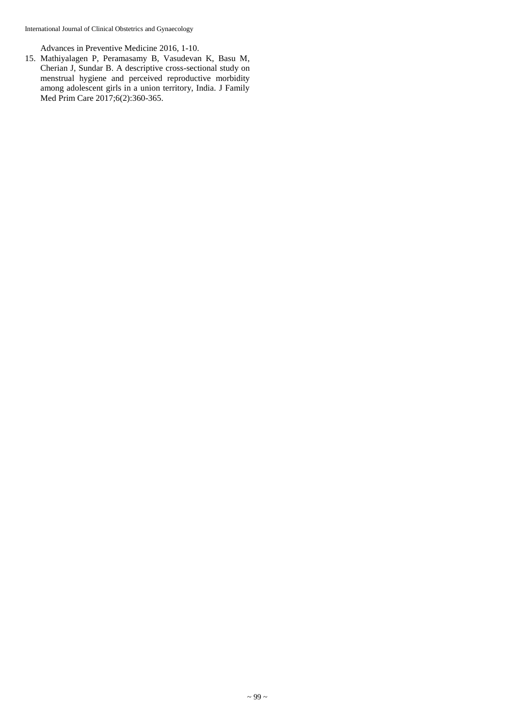Advances in Preventive Medicine 2016, 1-10.

15. Mathiyalagen P, Peramasamy B, Vasudevan K, Basu M, Cherian J, Sundar B. A descriptive cross-sectional study on menstrual hygiene and perceived reproductive morbidity among adolescent girls in a union territory, India. J Family Med Prim Care 2017;6(2):360-365.